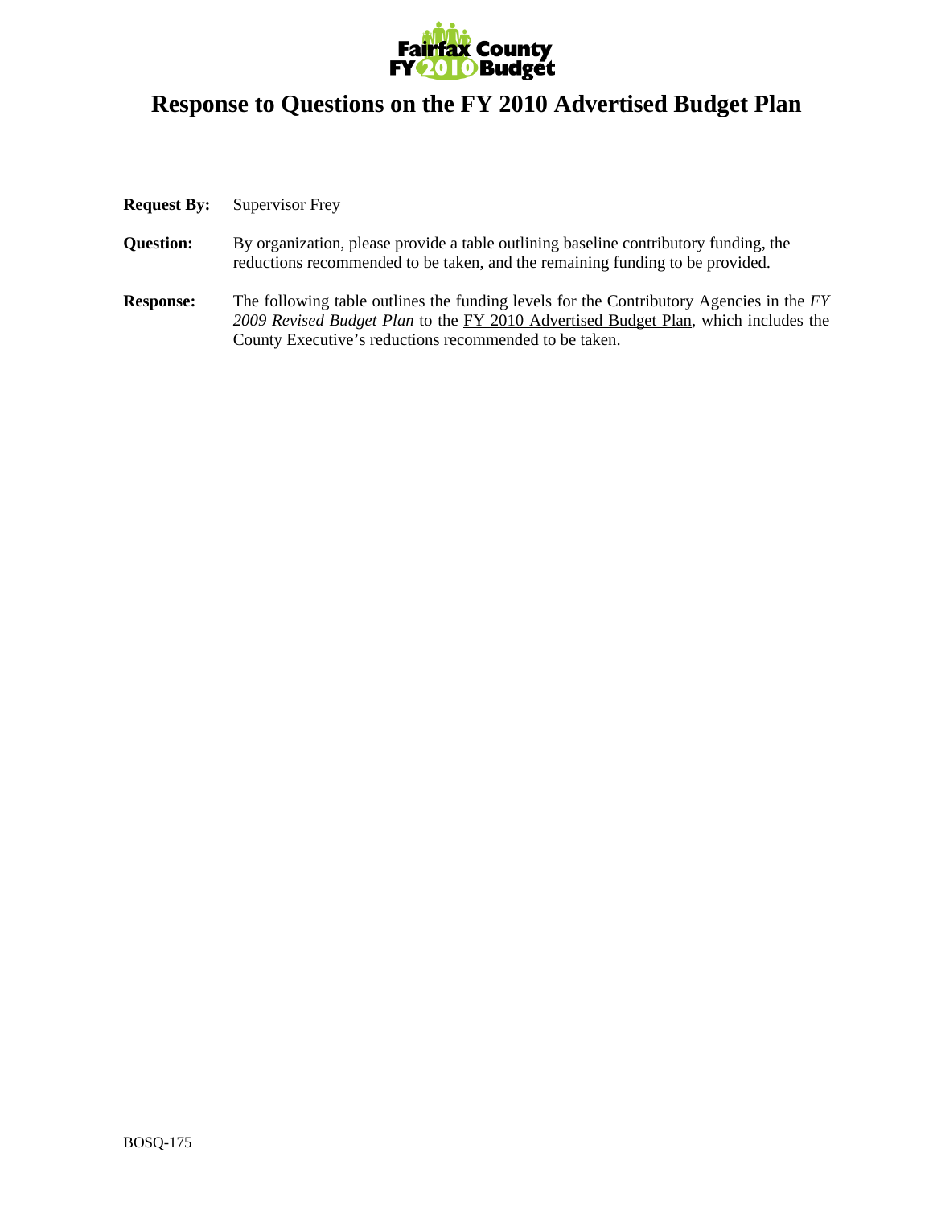# Response to Questions on the FY 2010 Advertised Budget Plan

**Request By:** Supervisor Frey

**Question:** By organization, please provide a table outlining baseline contributory funding, the reductions recommended to be taken, and the remaining funding to be provided.

**Response:** The following table outlines the funding levels for the Contributory Agencies in the *FY 2009 Revised Budget Plan* to the FY 2010 Advertised Budget Plan, which includes the County Executive's reductions recommended to be taken.

BOSQ-175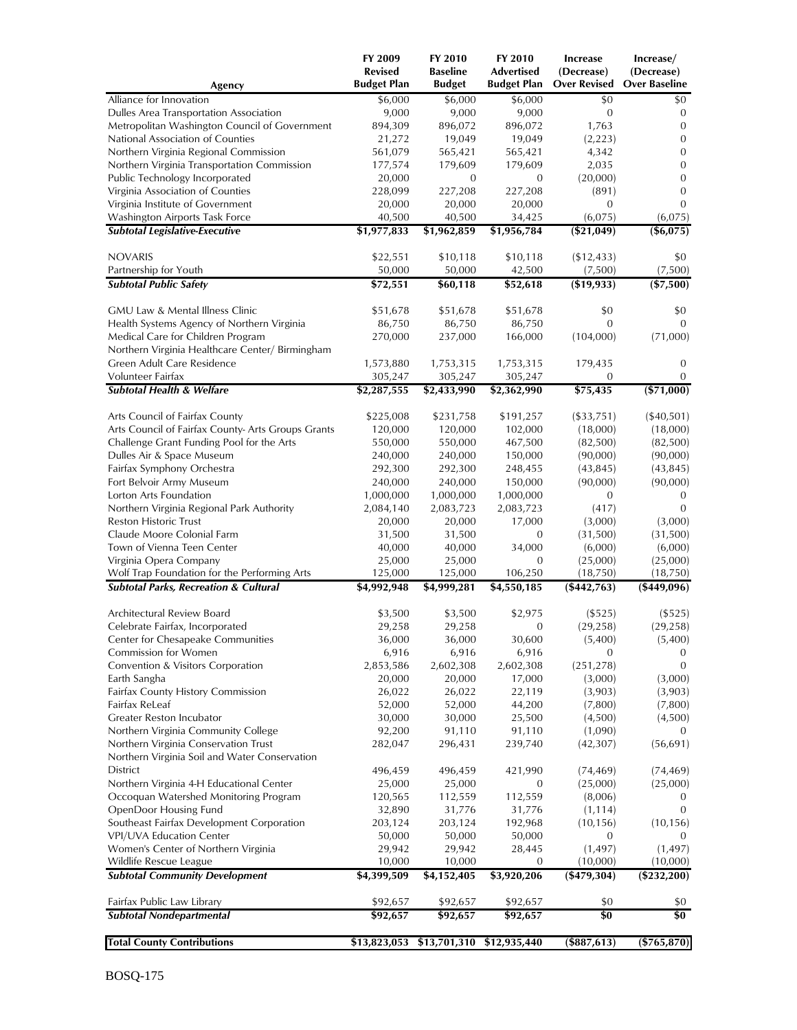| Agency | FY 2009 Revised Budget Plan | FY 2010 Baseline Budget | FY 2010 Advertised Budget Plan | Increase (Decrease) Over Revised | Increase/ (Decrease) Over Baseline |
|---|---|---|---|---|---|
| Alliance for Innovation | $6,000 | $6,000 | $6,000 | $0 | $0 |
| Dulles Area Transportation Association | 9,000 | 9,000 | 9,000 | 0 | 0 |
| Metropolitan Washington Council of Government | 894,309 | 896,072 | 896,072 | 1,763 | 0 |
| National Association of Counties | 21,272 | 19,049 | 19,049 | (2,223) | 0 |
| Northern Virginia Regional Commission | 561,079 | 565,421 | 565,421 | 4,342 | 0 |
| Northern Virginia Transportation Commission | 177,574 | 179,609 | 179,609 | 2,035 | 0 |
| Public Technology Incorporated | 20,000 | 0 | 0 | (20,000) | 0 |
| Virginia Association of Counties | 228,099 | 227,208 | 227,208 | (891) | 0 |
| Virginia Institute of Government | 20,000 | 20,000 | 20,000 | 0 | 0 |
| Washington Airports Task Force | 40,500 | 40,500 | 34,425 | (6,075) | (6,075) |
| ***Subtotal Legislative-Executive*** | **$1,977,833** | **$1,962,859** | **$1,956,784** | **($21,049)** | **($6,075)** |
| | | | | | |
| NOVARIS | $22,551 | $10,118 | $10,118 | ($12,433) | $0 |
| Partnership for Youth | 50,000 | 50,000 | 42,500 | (7,500) | (7,500) |
| ***Subtotal Public Safety*** | **$72,551** | **$60,118** | **$52,618** | **($19,933)** | **($7,500)** |
| | | | | | |
| GMU Law & Mental Illness Clinic | $51,678 | $51,678 | $51,678 | $0 | $0 |
| Health Systems Agency of Northern Virginia | 86,750 | 86,750 | 86,750 | 0 | 0 |
| Medical Care for Children Program | 270,000 | 237,000 | 166,000 | (104,000) | (71,000) |
| Northern Virginia Healthcare Center/ Birmingham Green Adult Care Residence | 1,573,880 | 1,753,315 | 1,753,315 | 179,435 | 0 |
| Volunteer Fairfax | 305,247 | 305,247 | 305,247 | 0 | 0 |
| ***Subtotal Health & Welfare*** | **$2,287,555** | **$2,433,990** | **$2,362,990** | **$75,435** | **($71,000)** |
| | | | | | |
| Arts Council of Fairfax County | $225,008 | $231,758 | $191,257 | ($33,751) | ($40,501) |
| Arts Council of Fairfax County- Arts Groups Grants | 120,000 | 120,000 | 102,000 | (18,000) | (18,000) |
| Challenge Grant Funding Pool for the Arts | 550,000 | 550,000 | 467,500 | (82,500) | (82,500) |
| Dulles Air & Space Museum | 240,000 | 240,000 | 150,000 | (90,000) | (90,000) |
| Fairfax Symphony Orchestra | 292,300 | 292,300 | 248,455 | (43,845) | (43,845) |
| Fort Belvoir Army Museum | 240,000 | 240,000 | 150,000 | (90,000) | (90,000) |
| Lorton Arts Foundation | 1,000,000 | 1,000,000 | 1,000,000 | 0 | 0 |
| Northern Virginia Regional Park Authority | 2,084,140 | 2,083,723 | 2,083,723 | (417) | 0 |
| Reston Historic Trust | 20,000 | 20,000 | 17,000 | (3,000) | (3,000) |
| Claude Moore Colonial Farm | 31,500 | 31,500 | 0 | (31,500) | (31,500) |
| Town of Vienna Teen Center | 40,000 | 40,000 | 34,000 | (6,000) | (6,000) |
| Virginia Opera Company | 25,000 | 25,000 | 0 | (25,000) | (25,000) |
| Wolf Trap Foundation for the Performing Arts | 125,000 | 125,000 | 106,250 | (18,750) | (18,750) |
| ***Subtotal Parks, Recreation & Cultural*** | **$4,992,948** | **$4,999,281** | **$4,550,185** | **($442,763)** | **($449,096)** |
| | | | | | |
| Architectural Review Board | $3,500 | $3,500 | $2,975 | ($525) | ($525) |
| Celebrate Fairfax, Incorporated | 29,258 | 29,258 | 0 | (29,258) | (29,258) |
| Center for Chesapeake Communities | 36,000 | 36,000 | 30,600 | (5,400) | (5,400) |
| Commission for Women | 6,916 | 6,916 | 6,916 | 0 | 0 |
| Convention & Visitors Corporation | 2,853,586 | 2,602,308 | 2,602,308 | (251,278) | 0 |
| Earth Sangha | 20,000 | 20,000 | 17,000 | (3,000) | (3,000) |
| Fairfax County History Commission | 26,022 | 26,022 | 22,119 | (3,903) | (3,903) |
| Fairfax ReLeaf | 52,000 | 52,000 | 44,200 | (7,800) | (7,800) |
| Greater Reston Incubator | 30,000 | 30,000 | 25,500 | (4,500) | (4,500) |
| Northern Virginia Community College | 92,200 | 91,110 | 91,110 | (1,090) | 0 |
| Northern Virginia Conservation Trust | 282,047 | 296,431 | 239,740 | (42,307) | (56,691) |
| Northern Virginia Soil and Water Conservation District | 496,459 | 496,459 | 421,990 | (74,469) | (74,469) |
| Northern Virginia 4-H Educational Center | 25,000 | 25,000 | 0 | (25,000) | (25,000) |
| Occoquan Watershed Monitoring Program | 120,565 | 112,559 | 112,559 | (8,006) | 0 |
| OpenDoor Housing Fund | 32,890 | 31,776 | 31,776 | (1,114) | 0 |
| Southeast Fairfax Development Corporation | 203,124 | 203,124 | 192,968 | (10,156) | (10,156) |
| VPI/UVA Education Center | 50,000 | 50,000 | 50,000 | 0 | 0 |
| Women's Center of Northern Virginia | 29,942 | 29,942 | 28,445 | (1,497) | (1,497) |
| Wildlife Rescue League | 10,000 | 10,000 | 0 | (10,000) | (10,000) |
| ***Subtotal Community Development*** | **$4,399,509** | **$4,152,405** | **$3,920,206** | **($479,304)** | **($232,200)** |
| | | | | | |
| Fairfax Public Law Library | $92,657 | $92,657 | $92,657 | $0 | $0 |
| ***Subtotal Nondepartmental*** | **$92,657** | **$92,657** | **$92,657** | **$0** | **$0** |
| | | | | | |
| **Total County Contributions** | **$13,823,053** | **$13,701,310** | **$12,935,440** | **($887,613)** | **($765,870)** |

BOSQ-175